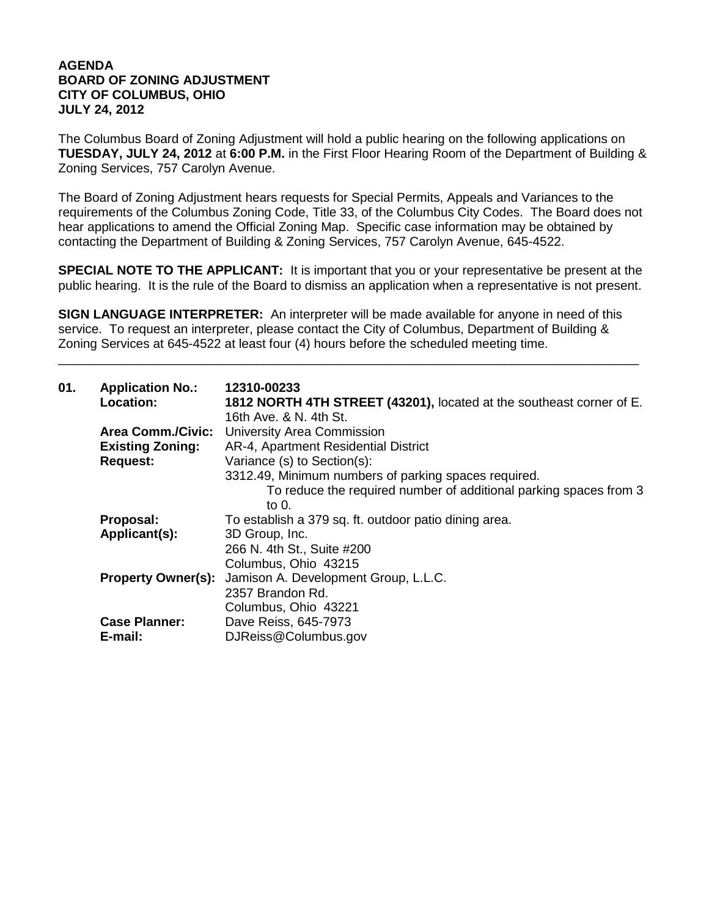**AGENDA**
**BOARD OF ZONING ADJUSTMENT**
**CITY OF COLUMBUS, OHIO**
**JULY 24, 2012**

The Columbus Board of Zoning Adjustment will hold a public hearing on the following applications on **TUESDAY, JULY 24, 2012** at **6:00 P.M.** in the First Floor Hearing Room of the Department of Building & Zoning Services, 757 Carolyn Avenue.

The Board of Zoning Adjustment hears requests for Special Permits, Appeals and Variances to the requirements of the Columbus Zoning Code, Title 33, of the Columbus City Codes. The Board does not hear applications to amend the Official Zoning Map. Specific case information may be obtained by contacting the Department of Building & Zoning Services, 757 Carolyn Avenue, 645-4522.

**SPECIAL NOTE TO THE APPLICANT:** It is important that you or your representative be present at the public hearing. It is the rule of the Board to dismiss an application when a representative is not present.

**SIGN LANGUAGE INTERPRETER:** An interpreter will be made available for anyone in need of this service. To request an interpreter, please contact the City of Columbus, Department of Building & Zoning Services at 645-4522 at least four (4) hours before the scheduled meeting time.

---

**01. Application No.:** **12310-00233**

**Location:** **1812 NORTH 4TH STREET (43201),** located at the southeast corner of E. 16th Ave. & N. 4th St.

**Area Comm./Civic:** University Area Commission

**Existing Zoning:** AR-4, Apartment Residential District

**Request:** Variance (s) to Section(s):
3312.49, Minimum numbers of parking spaces required.
To reduce the required number of additional parking spaces from 3 to 0.

**Proposal:** To establish a 379 sq. ft. outdoor patio dining area.

**Applicant(s):** 3D Group, Inc.
266 N. 4th St., Suite #200
Columbus, Ohio 43215

**Property Owner(s):** Jamison A. Development Group, L.L.C.
2357 Brandon Rd.
Columbus, Ohio 43221

**Case Planner:** Dave Reiss, 645-7973

**E-mail:** DJReiss@Columbus.gov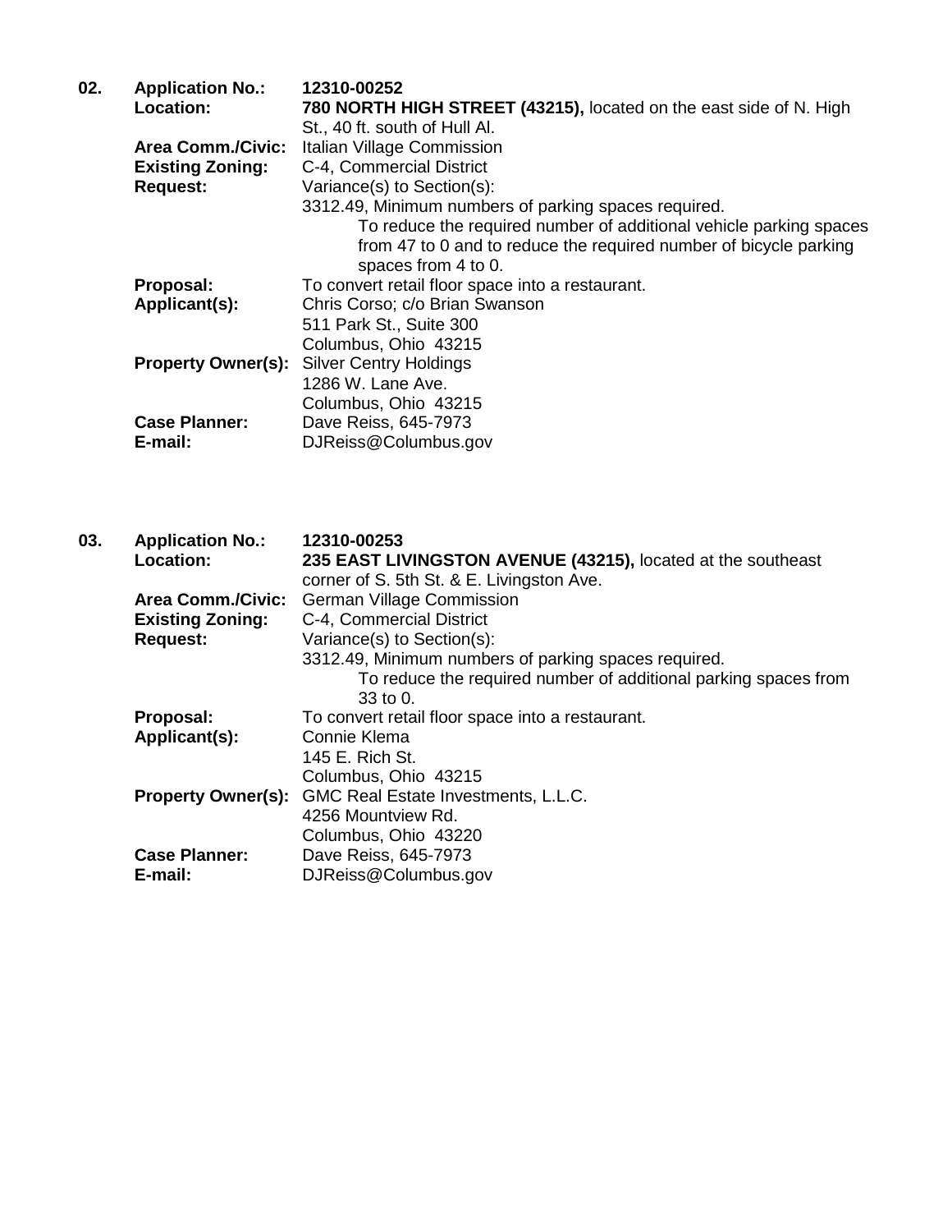**02.** **Application No.:** **12310-00252**

**Location:** **780 NORTH HIGH STREET (43215),** located on the east side of N. High St., 40 ft. south of Hull Al.

**Area Comm./Civic:** Italian Village Commission

**Existing Zoning:** C-4, Commercial District

**Request:** Variance(s) to Section(s):

3312.49, Minimum numbers of parking spaces required.

To reduce the required number of additional vehicle parking spaces from 47 to 0 and to reduce the required number of bicycle parking spaces from 4 to 0.

**Proposal:** To convert retail floor space into a restaurant.

**Applicant(s):** Chris Corso; c/o Brian Swanson
511 Park St., Suite 300
Columbus, Ohio 43215

**Property Owner(s):** Silver Centry Holdings
1286 W. Lane Ave.
Columbus, Ohio 43215

**Case Planner:** Dave Reiss, 645-7973

**E-mail:** DJReiss@Columbus.gov

**03.** **Application No.:** **12310-00253**

**Location:** **235 EAST LIVINGSTON AVENUE (43215),** located at the southeast corner of S. 5th St. & E. Livingston Ave.

**Area Comm./Civic:** German Village Commission

**Existing Zoning:** C-4, Commercial District

**Request:** Variance(s) to Section(s):

3312.49, Minimum numbers of parking spaces required.

To reduce the required number of additional parking spaces from 33 to 0.

**Proposal:** To convert retail floor space into a restaurant.

**Applicant(s):** Connie Klema
145 E. Rich St.
Columbus, Ohio 43215

**Property Owner(s):** GMC Real Estate Investments, L.L.C.
4256 Mountview Rd.
Columbus, Ohio 43220

**Case Planner:** Dave Reiss, 645-7973

**E-mail:** DJReiss@Columbus.gov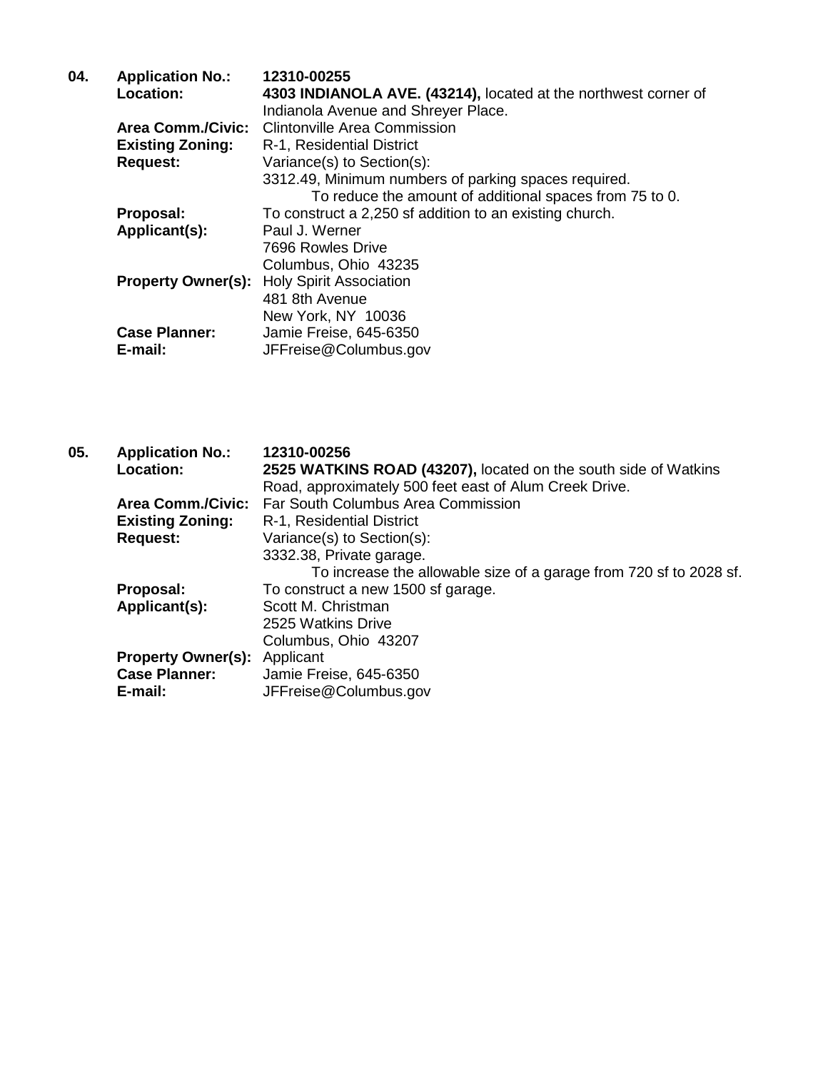**04.** **Application No.:** **12310-00255**

**Location:** **4303 INDIANOLA AVE. (43214),** located at the northwest corner of Indianola Avenue and Shreyer Place.

**Area Comm./Civic:** Clintonville Area Commission

**Existing Zoning:** R-1, Residential District

**Request:** Variance(s) to Section(s):

3312.49, Minimum numbers of parking spaces required.

To reduce the amount of additional spaces from 75 to 0.

**Proposal:** To construct a 2,250 sf addition to an existing church.

**Applicant(s):** Paul J. Werner
7696 Rowles Drive
Columbus, Ohio 43235

**Property Owner(s):** Holy Spirit Association
481 8th Avenue
New York, NY 10036

**Case Planner:** Jamie Freise, 645-6350

**E-mail:** JFFreise@Columbus.gov

**05.** **Application No.:** **12310-00256**

**Location:** **2525 WATKINS ROAD (43207),** located on the south side of Watkins Road, approximately 500 feet east of Alum Creek Drive.

**Area Comm./Civic:** Far South Columbus Area Commission

**Existing Zoning:** R-1, Residential District

**Request:** Variance(s) to Section(s):

3332.38, Private garage.

To increase the allowable size of a garage from 720 sf to 2028 sf.

**Proposal:** To construct a new 1500 sf garage.

**Applicant(s):** Scott M. Christman
2525 Watkins Drive
Columbus, Ohio 43207

**Property Owner(s):** Applicant

**Case Planner:** Jamie Freise, 645-6350

**E-mail:** JFFreise@Columbus.gov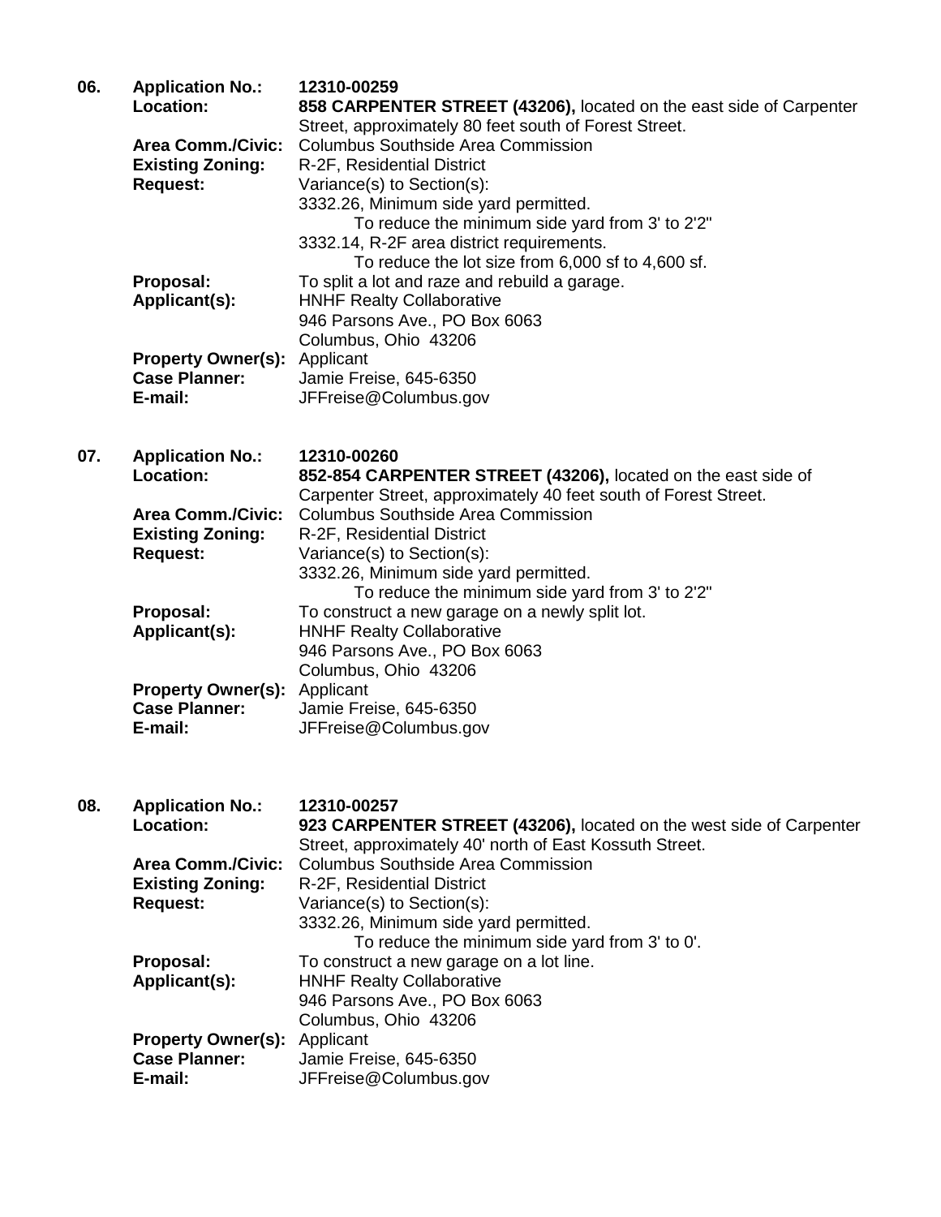**06. Application No.:** **12310-00259**

**Location:** **858 CARPENTER STREET (43206),** located on the east side of Carpenter Street, approximately 80 feet south of Forest Street.

**Area Comm./Civic:** Columbus Southside Area Commission

**Existing Zoning:** R-2F, Residential District

**Request:** Variance(s) to Section(s):
3332.26, Minimum side yard permitted.
To reduce the minimum side yard from 3' to 2'2"
3332.14, R-2F area district requirements.
To reduce the lot size from 6,000 sf to 4,600 sf.

**Proposal:** To split a lot and raze and rebuild a garage.

**Applicant(s):** HNHF Realty Collaborative
946 Parsons Ave., PO Box 6063
Columbus, Ohio 43206

**Property Owner(s):** Applicant

**Case Planner:** Jamie Freise, 645-6350

**E-mail:** JFFreise@Columbus.gov

**07. Application No.:** **12310-00260**

**Location:** **852-854 CARPENTER STREET (43206),** located on the east side of Carpenter Street, approximately 40 feet south of Forest Street.

**Area Comm./Civic:** Columbus Southside Area Commission

**Existing Zoning:** R-2F, Residential District

**Request:** Variance(s) to Section(s):
3332.26, Minimum side yard permitted.
To reduce the minimum side yard from 3' to 2'2"

**Proposal:** To construct a new garage on a newly split lot.

**Applicant(s):** HNHF Realty Collaborative
946 Parsons Ave., PO Box 6063
Columbus, Ohio 43206

**Property Owner(s):** Applicant

**Case Planner:** Jamie Freise, 645-6350

**E-mail:** JFFreise@Columbus.gov

**08. Application No.:** **12310-00257**

**Location:** **923 CARPENTER STREET (43206),** located on the west side of Carpenter Street, approximately 40' north of East Kossuth Street.

**Area Comm./Civic:** Columbus Southside Area Commission

**Existing Zoning:** R-2F, Residential District

**Request:** Variance(s) to Section(s):
3332.26, Minimum side yard permitted.
To reduce the minimum side yard from 3' to 0'.

**Proposal:** To construct a new garage on a lot line.

**Applicant(s):** HNHF Realty Collaborative
946 Parsons Ave., PO Box 6063
Columbus, Ohio 43206

**Property Owner(s):** Applicant

**Case Planner:** Jamie Freise, 645-6350

**E-mail:** JFFreise@Columbus.gov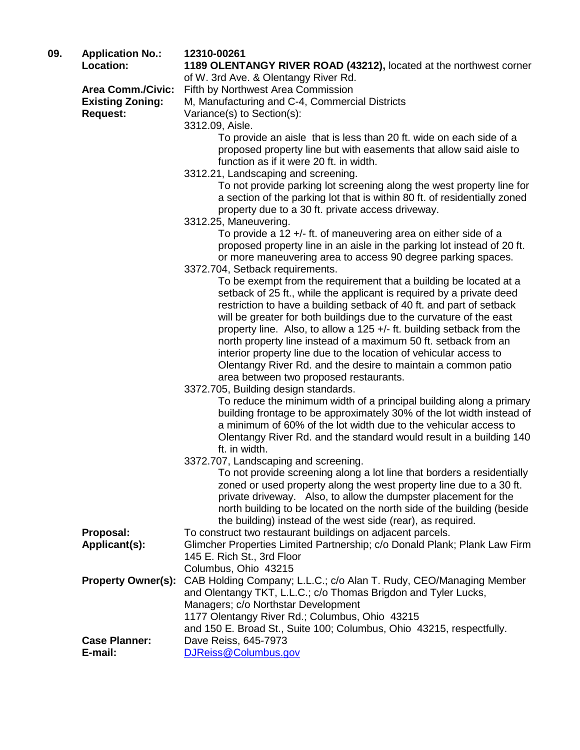**09. Application No.:** **12310-00261**

**Location:** **1189 OLENTANGY RIVER ROAD (43212),** located at the northwest corner of W. 3rd Ave. & Olentangy River Rd.

**Area Comm./Civic:** Fifth by Northwest Area Commission

**Existing Zoning:** M, Manufacturing and C-4, Commercial Districts

**Request:** Variance(s) to Section(s):

3312.09, Aisle.

To provide an aisle that is less than 20 ft. wide on each side of a proposed property line but with easements that allow said aisle to function as if it were 20 ft. in width.

3312.21, Landscaping and screening.

To not provide parking lot screening along the west property line for a section of the parking lot that is within 80 ft. of residentially zoned property due to a 30 ft. private access driveway.

3312.25, Maneuvering.

To provide a 12 +/- ft. of maneuvering area on either side of a proposed property line in an aisle in the parking lot instead of 20 ft. or more maneuvering area to access 90 degree parking spaces.

3372.704, Setback requirements.

To be exempt from the requirement that a building be located at a setback of 25 ft., while the applicant is required by a private deed restriction to have a building setback of 40 ft. and part of setback will be greater for both buildings due to the curvature of the east property line. Also, to allow a 125 +/- ft. building setback from the north property line instead of a maximum 50 ft. setback from an interior property line due to the location of vehicular access to Olentangy River Rd. and the desire to maintain a common patio area between two proposed restaurants.

3372.705, Building design standards.

To reduce the minimum width of a principal building along a primary building frontage to be approximately 30% of the lot width instead of a minimum of 60% of the lot width due to the vehicular access to Olentangy River Rd. and the standard would result in a building 140 ft. in width.

3372.707, Landscaping and screening.

To not provide screening along a lot line that borders a residentially zoned or used property along the west property line due to a 30 ft. private driveway. Also, to allow the dumpster placement for the north building to be located on the north side of the building (beside the building) instead of the west side (rear), as required.

**Proposal:** To construct two restaurant buildings on adjacent parcels.

**Applicant(s):** Glimcher Properties Limited Partnership; c/o Donald Plank; Plank Law Firm
145 E. Rich St., 3rd Floor
Columbus, Ohio 43215

**Property Owner(s):** CAB Holding Company; L.L.C.; c/o Alan T. Rudy, CEO/Managing Member and Olentangy TKT, L.L.C.; c/o Thomas Brigdon and Tyler Lucks, Managers; c/o Northstar Development
1177 Olentangy River Rd.; Columbus, Ohio 43215
and 150 E. Broad St., Suite 100; Columbus, Ohio 43215, respectfully.

**Case Planner:** Dave Reiss, 645-7973

**E-mail:** DJReiss@Columbus.gov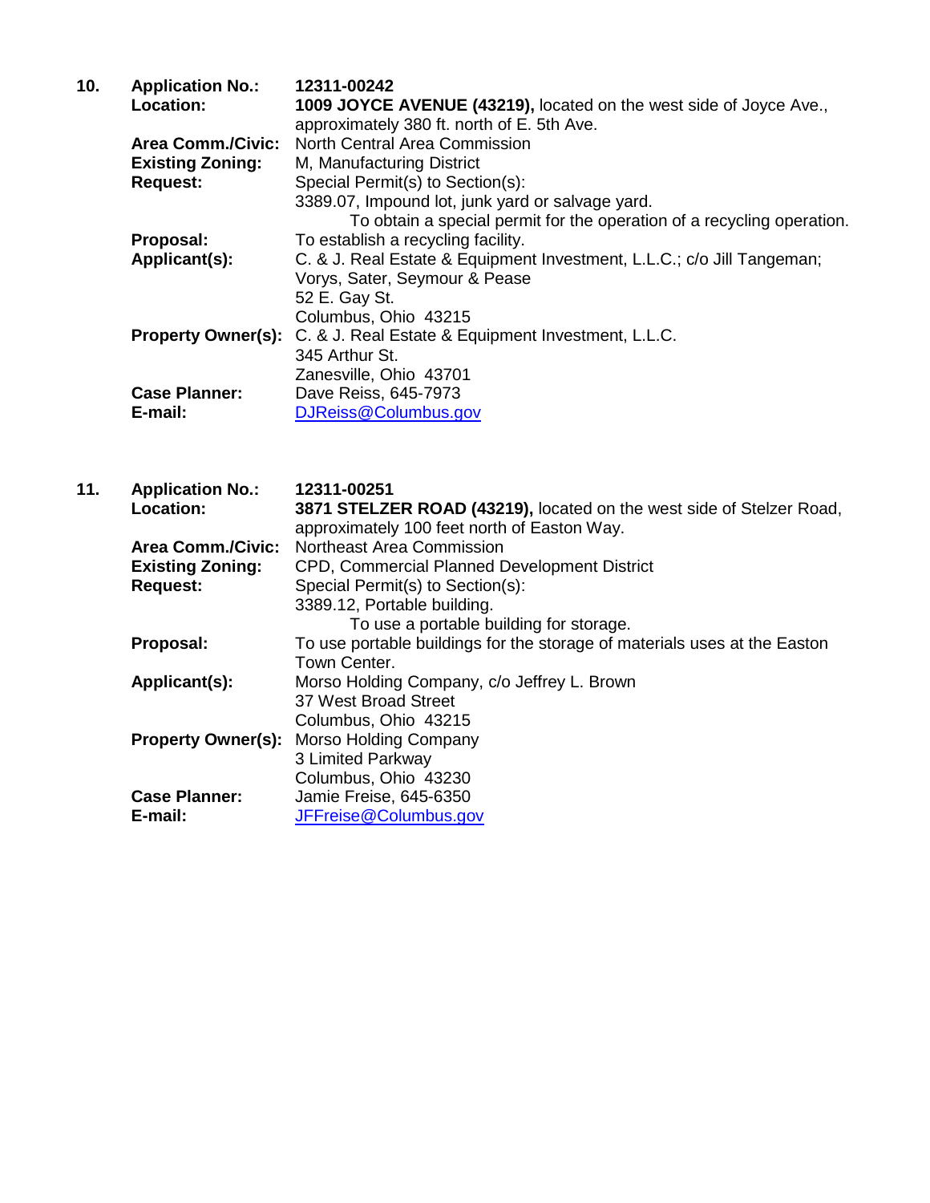**10. Application No.:** **12311-00242**

**Location:** **1009 JOYCE AVENUE (43219),** located on the west side of Joyce Ave., approximately 380 ft. north of E. 5th Ave.

**Area Comm./Civic:** North Central Area Commission

**Existing Zoning:** M, Manufacturing District

**Request:** Special Permit(s) to Section(s):
3389.07, Impound lot, junk yard or salvage yard.
To obtain a special permit for the operation of a recycling operation.

**Proposal:** To establish a recycling facility.

**Applicant(s):** C. & J. Real Estate & Equipment Investment, L.L.C.; c/o Jill Tangeman;
Vorys, Sater, Seymour & Pease
52 E. Gay St.
Columbus, Ohio 43215

**Property Owner(s):** C. & J. Real Estate & Equipment Investment, L.L.C.
345 Arthur St.
Zanesville, Ohio 43701

**Case Planner:** Dave Reiss, 645-7973

**E-mail:** DJReiss@Columbus.gov

**11. Application No.:** **12311-00251**

**Location:** **3871 STELZER ROAD (43219),** located on the west side of Stelzer Road, approximately 100 feet north of Easton Way.

**Area Comm./Civic:** Northeast Area Commission

**Existing Zoning:** CPD, Commercial Planned Development District

**Request:** Special Permit(s) to Section(s):
3389.12, Portable building.
To use a portable building for storage.

**Proposal:** To use portable buildings for the storage of materials uses at the Easton Town Center.

**Applicant(s):** Morso Holding Company, c/o Jeffrey L. Brown
37 West Broad Street
Columbus, Ohio 43215

**Property Owner(s):** Morso Holding Company
3 Limited Parkway
Columbus, Ohio 43230

**Case Planner:** Jamie Freise, 645-6350

**E-mail:** JFFreise@Columbus.gov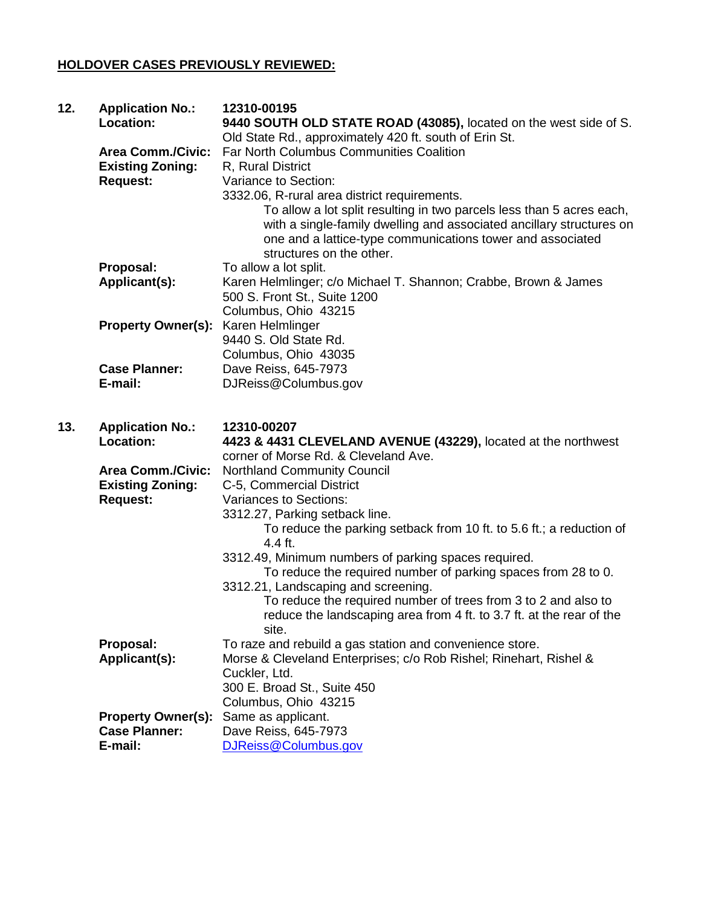## HOLDOVER CASES PREVIOUSLY REVIEWED:

**12.** **Application No.:** **12310-00195**

**Location:** **9440 SOUTH OLD STATE ROAD (43085),** located on the west side of S. Old State Rd., approximately 420 ft. south of Erin St.

**Area Comm./Civic:** Far North Columbus Communities Coalition

**Existing Zoning:** R, Rural District

**Request:** Variance to Section:

3332.06, R-rural area district requirements.

> To allow a lot split resulting in two parcels less than 5 acres each, with a single-family dwelling and associated ancillary structures on one and a lattice-type communications tower and associated structures on the other.

**Proposal:** To allow a lot split.

**Applicant(s):** Karen Helmlinger; c/o Michael T. Shannon; Crabbe, Brown & James
500 S. Front St., Suite 1200
Columbus, Ohio 43215

**Property Owner(s):** Karen Helmlinger
9440 S. Old State Rd.
Columbus, Ohio 43035

**Case Planner:** Dave Reiss, 645-7973

**E-mail:** DJReiss@Columbus.gov

**13.** **Application No.:** **12310-00207**

**Location:** **4423 & 4431 CLEVELAND AVENUE (43229),** located at the northwest corner of Morse Rd. & Cleveland Ave.

**Area Comm./Civic:** Northland Community Council

**Existing Zoning:** C-5, Commercial District

**Request:** Variances to Sections:

3312.27, Parking setback line.

> To reduce the parking setback from 10 ft. to 5.6 ft.; a reduction of 4.4 ft.

3312.49, Minimum numbers of parking spaces required.

> To reduce the required number of parking spaces from 28 to 0.

3312.21, Landscaping and screening.

> To reduce the required number of trees from 3 to 2 and also to reduce the landscaping area from 4 ft. to 3.7 ft. at the rear of the site.

**Proposal:** To raze and rebuild a gas station and convenience store.

**Applicant(s):** Morse & Cleveland Enterprises; c/o Rob Rishel; Rinehart, Rishel & Cuckler, Ltd.
300 E. Broad St., Suite 450
Columbus, Ohio 43215

**Property Owner(s):** Same as applicant.

**Case Planner:** Dave Reiss, 645-7973

**E-mail:** DJReiss@Columbus.gov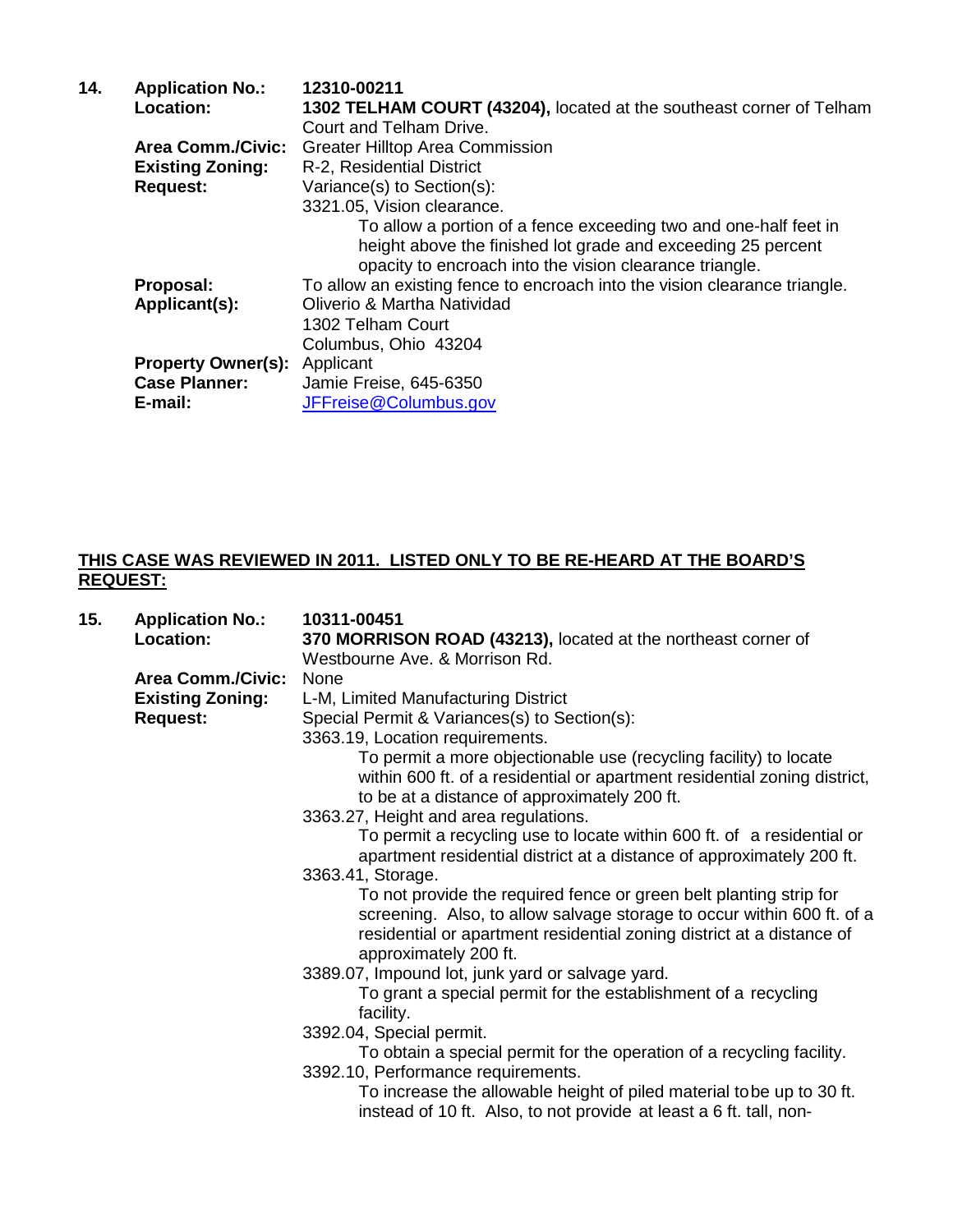**14.** **Application No.:** 12310-00211

**Location:** **1302 TELHAM COURT (43204),** located at the southeast corner of Telham Court and Telham Drive.

**Area Comm./Civic:** Greater Hilltop Area Commission

**Existing Zoning:** R-2, Residential District

**Request:** Variance(s) to Section(s):

3321.05, Vision clearance.

To allow a portion of a fence exceeding two and one-half feet in height above the finished lot grade and exceeding 25 percent opacity to encroach into the vision clearance triangle.

**Proposal:** To allow an existing fence to encroach into the vision clearance triangle.

**Applicant(s):** Oliverio & Martha Natividad
1302 Telham Court
Columbus, Ohio 43204

**Property Owner(s):** Applicant

**Case Planner:** Jamie Freise, 645-6350

**E-mail:** JFFreise@Columbus.gov

**THIS CASE WAS REVIEWED IN 2011. LISTED ONLY TO BE RE-HEARD AT THE BOARD'S REQUEST:**

**15.** **Application No.:** 10311-00451

**Location:** **370 MORRISON ROAD (43213),** located at the northeast corner of Westbourne Ave. & Morrison Rd.

**Area Comm./Civic:** None

**Existing Zoning:** L-M, Limited Manufacturing District

**Request:** Special Permit & Variances(s) to Section(s):

3363.19, Location requirements.

To permit a more objectionable use (recycling facility) to locate within 600 ft. of a residential or apartment residential zoning district, to be at a distance of approximately 200 ft.

3363.27, Height and area regulations.

To permit a recycling use to locate within 600 ft. of a residential or apartment residential district at a distance of approximately 200 ft.

3363.41, Storage.

To not provide the required fence or green belt planting strip for screening. Also, to allow salvage storage to occur within 600 ft. of a residential or apartment residential zoning district at a distance of approximately 200 ft.

3389.07, Impound lot, junk yard or salvage yard.

To grant a special permit for the establishment of a recycling facility.

3392.04, Special permit.

To obtain a special permit for the operation of a recycling facility.

3392.10, Performance requirements.

To increase the allowable height of piled material tobe up to 30 ft. instead of 10 ft. Also, to not provide at least a 6 ft. tall, non-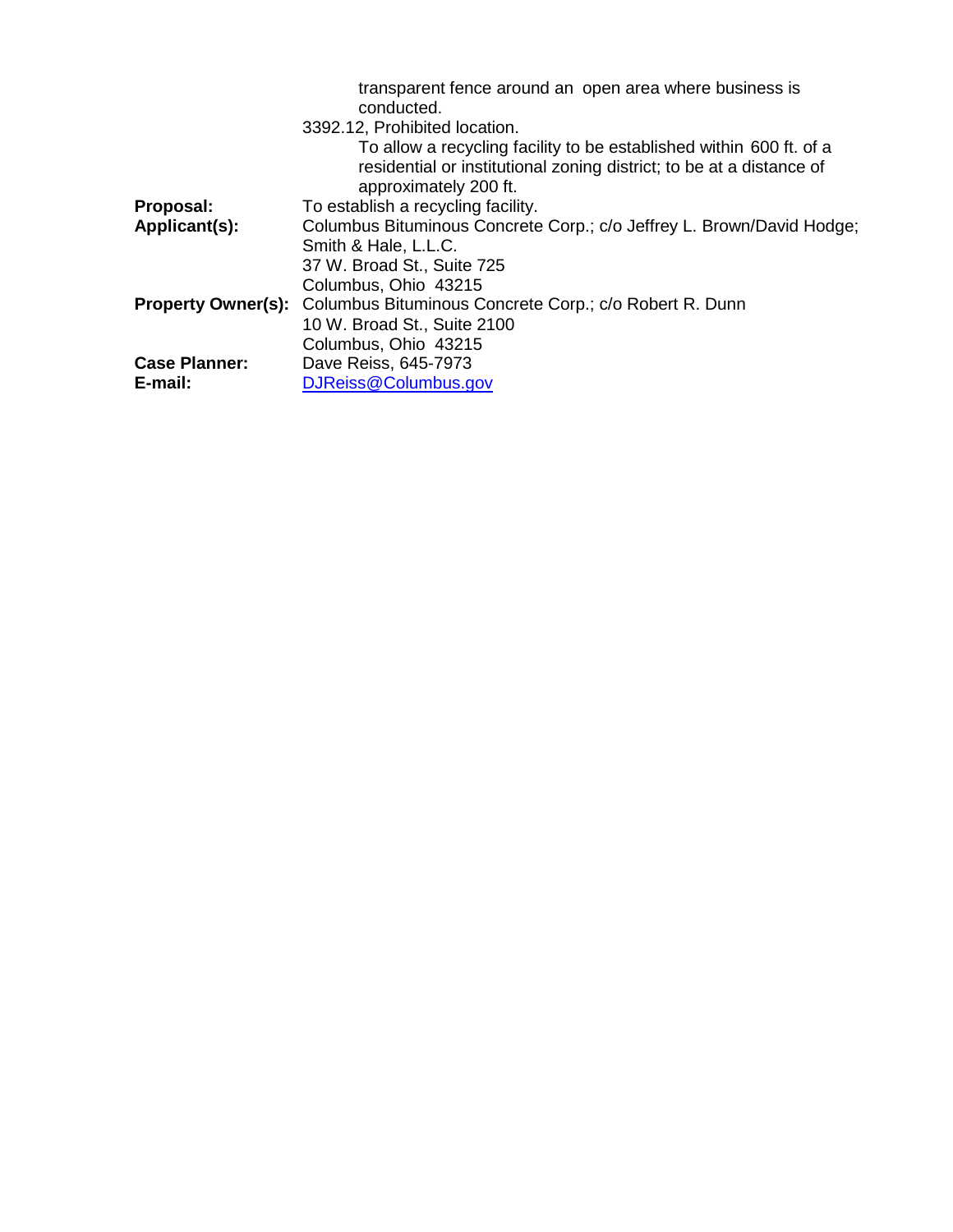transparent fence around an open area where business is conducted.

3392.12, Prohibited location.

To allow a recycling facility to be established within 600 ft. of a residential or institutional zoning district; to be at a distance of approximately 200 ft.

**Proposal:** To establish a recycling facility.

**Applicant(s):** Columbus Bituminous Concrete Corp.; c/o Jeffrey L. Brown/David Hodge;
Smith & Hale, L.L.C.
37 W. Broad St., Suite 725
Columbus, Ohio 43215

**Property Owner(s):** Columbus Bituminous Concrete Corp.; c/o Robert R. Dunn
10 W. Broad St., Suite 2100
Columbus, Ohio 43215

**Case Planner:** Dave Reiss, 645-7973

**E-mail:** DJReiss@Columbus.gov